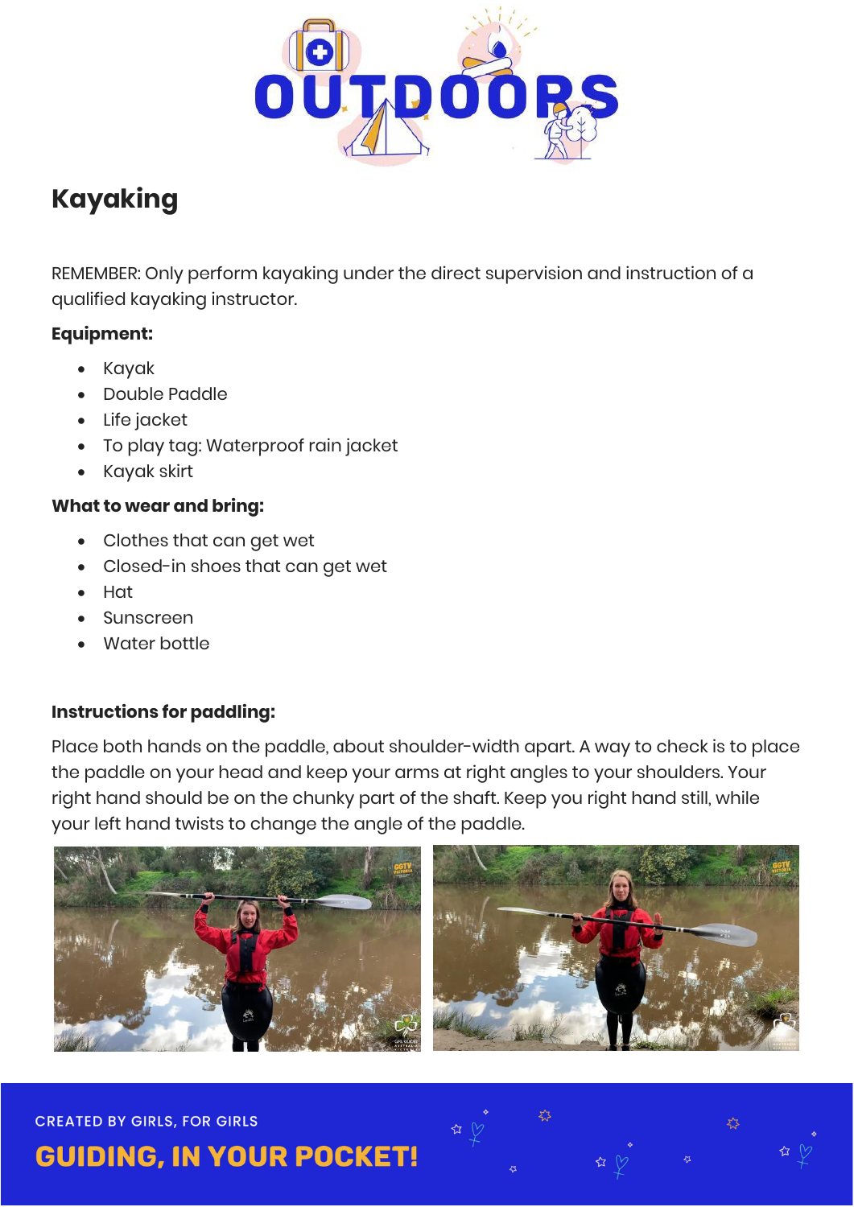# Kayaking

REMEMBER: Only perform kayaking under the direct supervision and instruction of a qualified kayaking instructor.

**Equipment:**

- Kayak
- Double Paddle
- Life jacket
- To play tag: Waterproof rain jacket
- Kayak skirt

**What to wear and bring:**

- Clothes that can get wet
- Closed-in shoes that can get wet
- Hat
- Sunscreen
- Water bottle

**Instructions for paddling:**

Place both hands on the paddle, about shoulder-width apart. A way to check is to place the paddle on your head and keep your arms at right angles to your shoulders. Your right hand should be on the chunky part of the shaft. Keep you right hand still, while your left hand twists to change the angle of the paddle.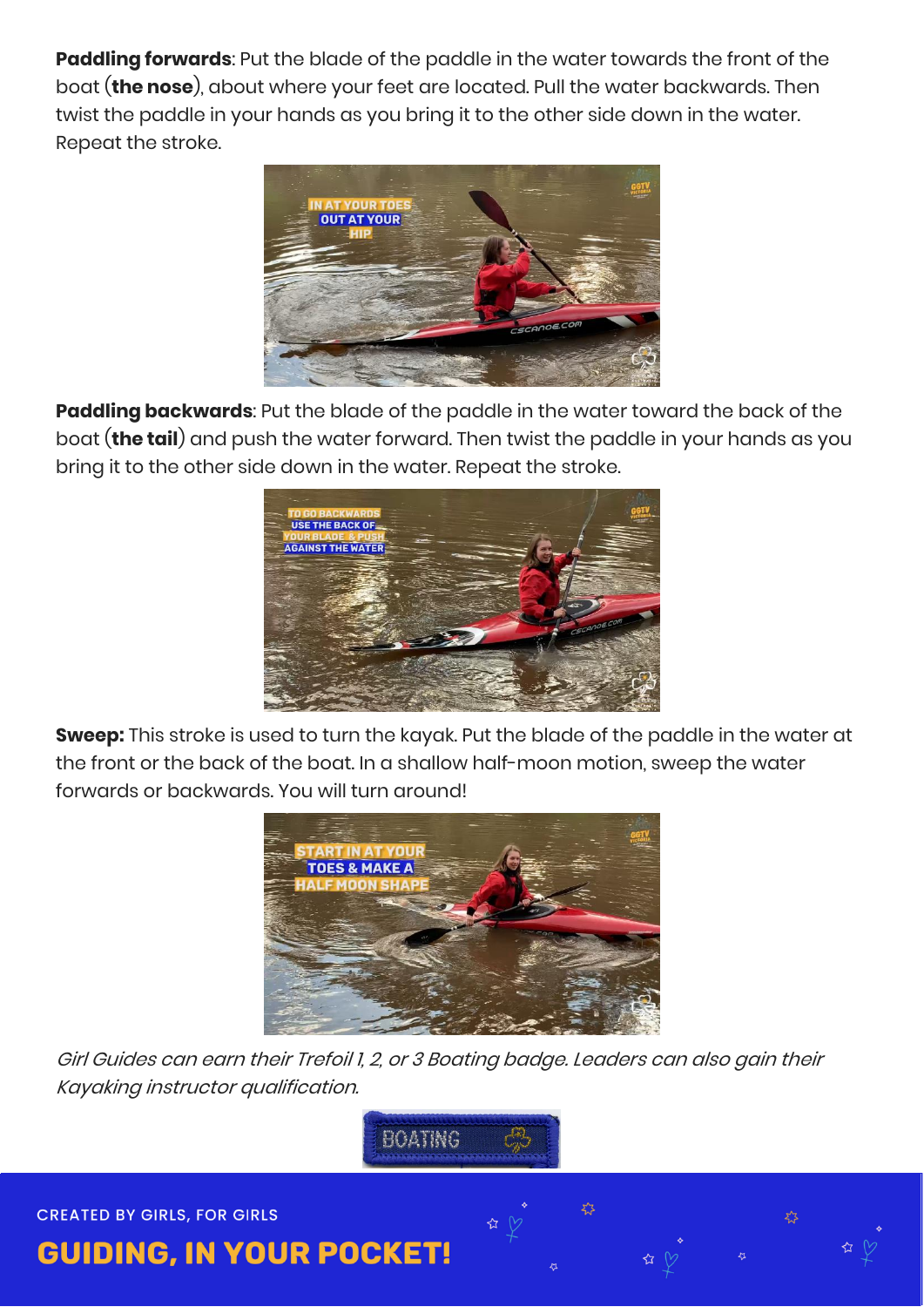**Paddling forwards**: Put the blade of the paddle in the water towards the front of the boat (**the nose**), about where your feet are located. Pull the water backwards. Then twist the paddle in your hands as you bring it to the other side down in the water. Repeat the stroke.

**Paddling backwards**: Put the blade of the paddle in the water toward the back of the boat (**the tail**) and push the water forward. Then twist the paddle in your hands as you bring it to the other side down in the water. Repeat the stroke.

**Sweep:** This stroke is used to turn the kayak. Put the blade of the paddle in the water at the front or the back of the boat. In a shallow half-moon motion, sweep the water forwards or backwards. You will turn around!

*Girl Guides can earn their Trefoil 1, 2, or 3 Boating badge. Leaders can also gain their Kayaking instructor qualification.*

CREATED BY GIRLS, FOR GIRLS

**GUIDING, IN YOUR POCKET!**